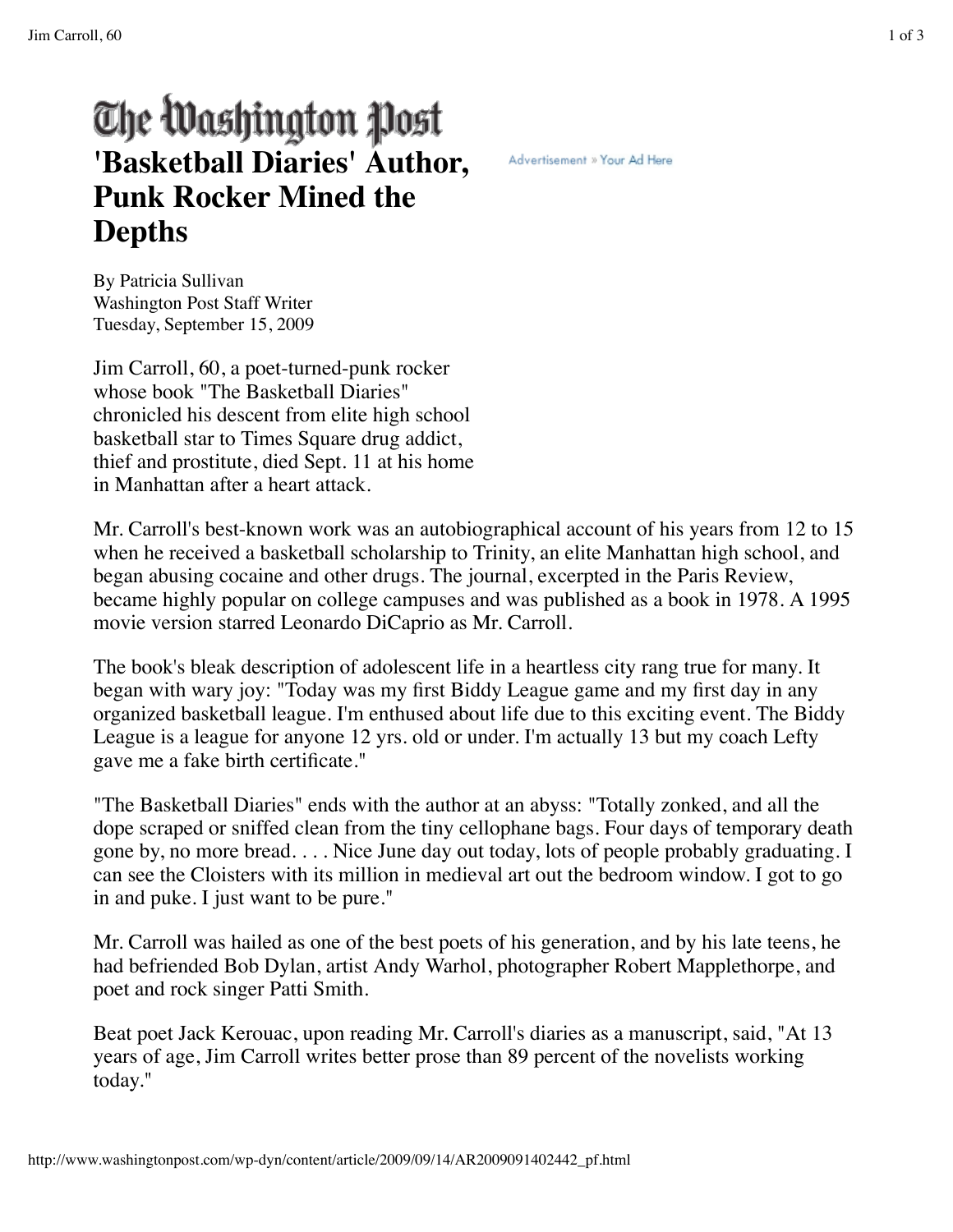The Washington Post

# 'Basketball Diaries' Author, Punk Rocker Mined the Depths

By Patricia Sullivan
Washington Post Staff Writer
Tuesday, September 15, 2009

Jim Carroll, 60, a poet-turned-punk rocker whose book "The Basketball Diaries" chronicled his descent from elite high school basketball star to Times Square drug addict, thief and prostitute, died Sept. 11 at his home in Manhattan after a heart attack.

Mr. Carroll's best-known work was an autobiographical account of his years from 12 to 15 when he received a basketball scholarship to Trinity, an elite Manhattan high school, and began abusing cocaine and other drugs. The journal, excerpted in the Paris Review, became highly popular on college campuses and was published as a book in 1978. A 1995 movie version starred Leonardo DiCaprio as Mr. Carroll.

The book's bleak description of adolescent life in a heartless city rang true for many. It began with wary joy: "Today was my first Biddy League game and my first day in any organized basketball league. I'm enthused about life due to this exciting event. The Biddy League is a league for anyone 12 yrs. old or under. I'm actually 13 but my coach Lefty gave me a fake birth certificate."

"The Basketball Diaries" ends with the author at an abyss: "Totally zonked, and all the dope scraped or sniffed clean from the tiny cellophane bags. Four days of temporary death gone by, no more bread. . . . Nice June day out today, lots of people probably graduating. I can see the Cloisters with its million in medieval art out the bedroom window. I got to go in and puke. I just want to be pure."

Mr. Carroll was hailed as one of the best poets of his generation, and by his late teens, he had befriended Bob Dylan, artist Andy Warhol, photographer Robert Mapplethorpe, and poet and rock singer Patti Smith.

Beat poet Jack Kerouac, upon reading Mr. Carroll's diaries as a manuscript, said, "At 13 years of age, Jim Carroll writes better prose than 89 percent of the novelists working today."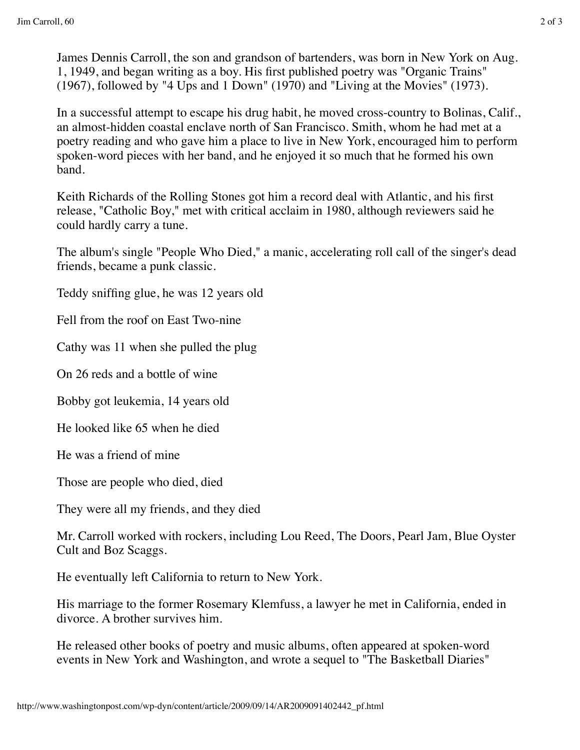James Dennis Carroll, the son and grandson of bartenders, was born in New York on Aug. 1, 1949, and began writing as a boy. His first published poetry was "Organic Trains" (1967), followed by "4 Ups and 1 Down" (1970) and "Living at the Movies" (1973).

In a successful attempt to escape his drug habit, he moved cross-country to Bolinas, Calif., an almost-hidden coastal enclave north of San Francisco. Smith, whom he had met at a poetry reading and who gave him a place to live in New York, encouraged him to perform spoken-word pieces with her band, and he enjoyed it so much that he formed his own band.

Keith Richards of the Rolling Stones got him a record deal with Atlantic, and his first release, "Catholic Boy," met with critical acclaim in 1980, although reviewers said he could hardly carry a tune.

The album's single "People Who Died," a manic, accelerating roll call of the singer's dead friends, became a punk classic.

Teddy sniffing glue, he was 12 years old

Fell from the roof on East Two-nine

Cathy was 11 when she pulled the plug

On 26 reds and a bottle of wine

Bobby got leukemia, 14 years old

He looked like 65 when he died

He was a friend of mine

Those are people who died, died

They were all my friends, and they died

Mr. Carroll worked with rockers, including Lou Reed, The Doors, Pearl Jam, Blue Oyster Cult and Boz Scaggs.

He eventually left California to return to New York.

His marriage to the former Rosemary Klemfuss, a lawyer he met in California, ended in divorce. A brother survives him.

He released other books of poetry and music albums, often appeared at spoken-word events in New York and Washington, and wrote a sequel to "The Basketball Diaries"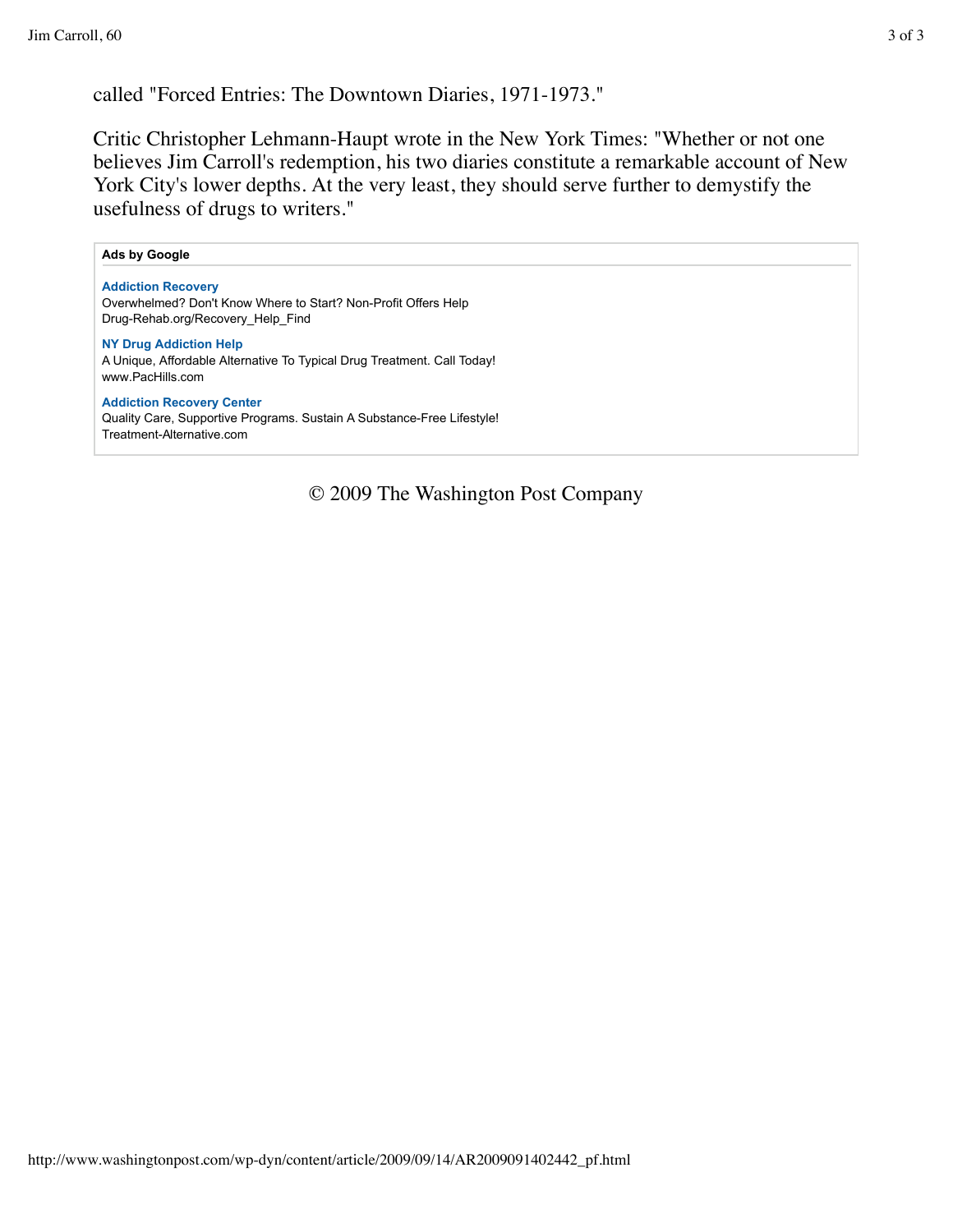called "Forced Entries: The Downtown Diaries, 1971-1973."

Critic Christopher Lehmann-Haupt wrote in the New York Times: "Whether or not one believes Jim Carroll's redemption, his two diaries constitute a remarkable account of New York City's lower depths. At the very least, they should serve further to demystify the usefulness of drugs to writers."

**Ads by Google**

**Addiction Recovery**
Overwhelmed? Don't Know Where to Start? Non-Profit Offers Help
Drug-Rehab.org/Recovery_Help_Find

**NY Drug Addiction Help**
A Unique, Affordable Alternative To Typical Drug Treatment. Call Today!
www.PacHills.com

**Addiction Recovery Center**
Quality Care, Supportive Programs. Sustain A Substance-Free Lifestyle!
Treatment-Alternative.com

© 2009 The Washington Post Company